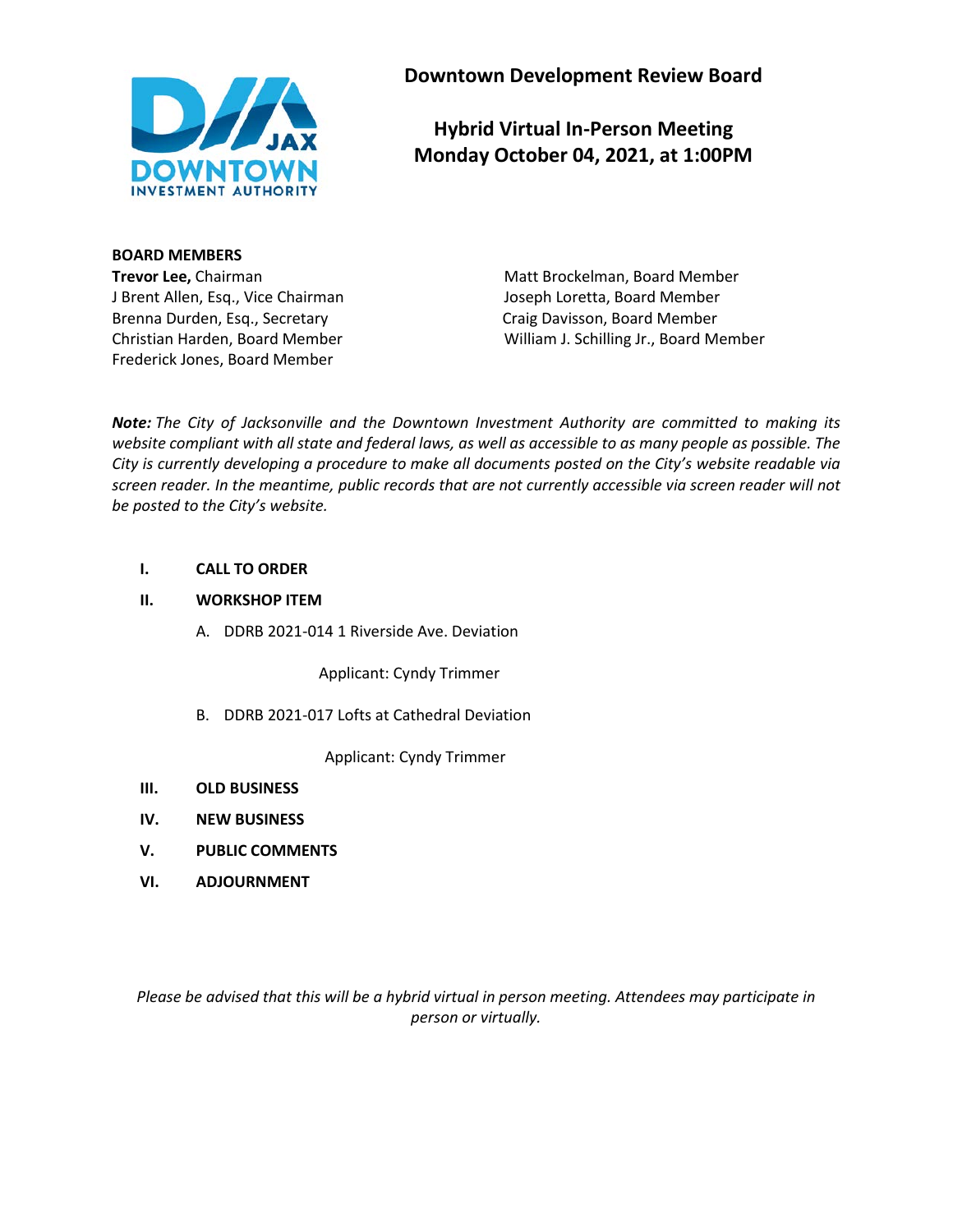# Downtown Development Review Board

## Hybrid Virtual In-Person Meeting
## Monday October 04, 2021, at 1:00PM

**BOARD MEMBERS**

**Trevor Lee,** Chairman
J Brent Allen, Esq., Vice Chairman
Brenna Durden, Esq., Secretary
Christian Harden, Board Member
Frederick Jones, Board Member
Matt Brockelman, Board Member
Joseph Loretta, Board Member
Craig Davisson, Board Member
William J. Schilling Jr., Board Member

***Note:*** *The City of Jacksonville and the Downtown Investment Authority are committed to making its website compliant with all state and federal laws, as well as accessible to as many people as possible. The City is currently developing a procedure to make all documents posted on the City's website readable via screen reader. In the meantime, public records that are not currently accessible via screen reader will not be posted to the City's website.*

**I. CALL TO ORDER**

**II. WORKSHOP ITEM**

A. DDRB 2021-014 1 Riverside Ave. Deviation

Applicant: Cyndy Trimmer

B. DDRB 2021-017 Lofts at Cathedral Deviation

Applicant: Cyndy Trimmer

**III. OLD BUSINESS**

**IV. NEW BUSINESS**

**V. PUBLIC COMMENTS**

**VI. ADJOURNMENT**

*Please be advised that this will be a hybrid virtual in person meeting. Attendees may participate in person or virtually.*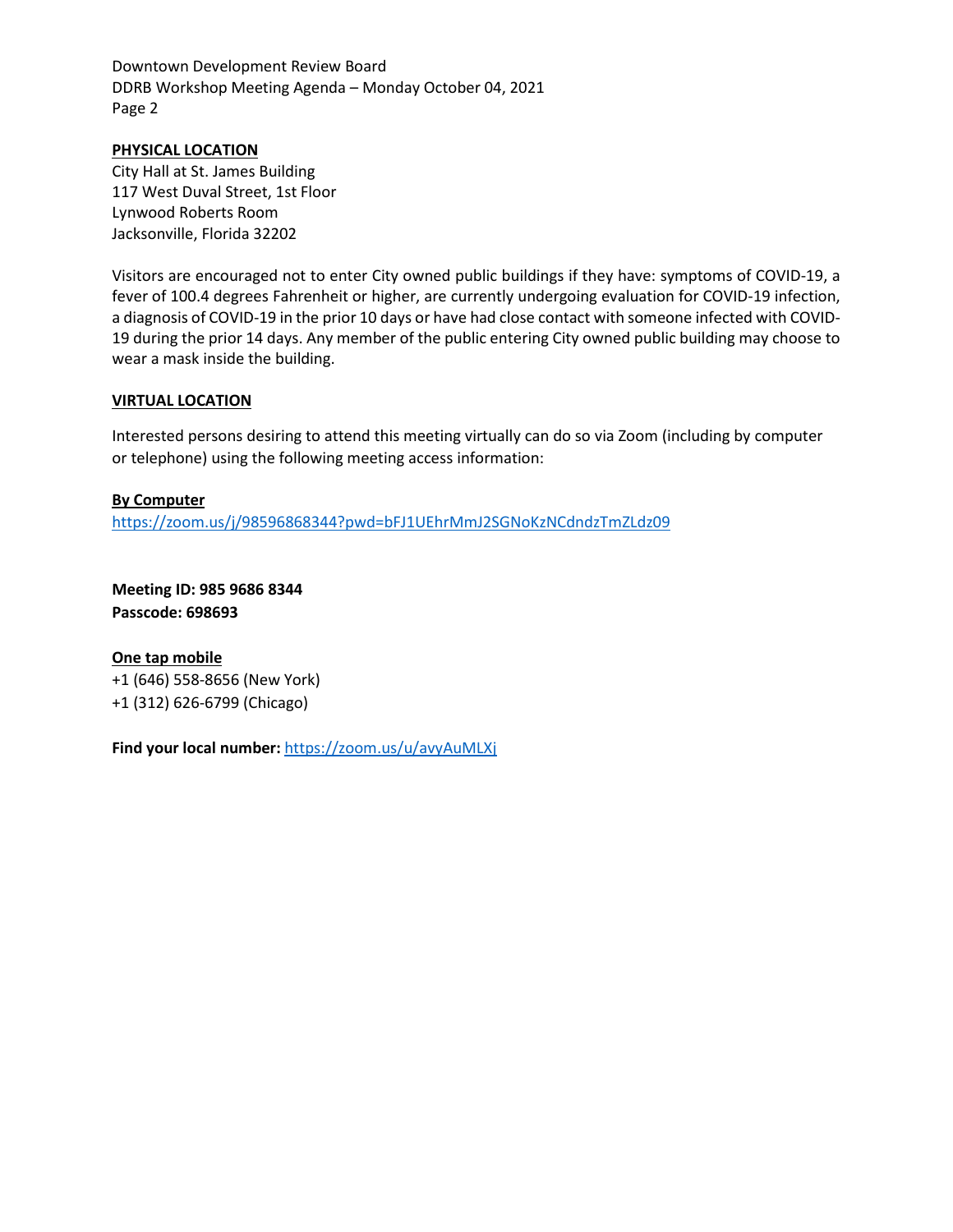**PHYSICAL LOCATION**

City Hall at St. James Building
117 West Duval Street, 1st Floor
Lynwood Roberts Room
Jacksonville, Florida 32202

Visitors are encouraged not to enter City owned public buildings if they have: symptoms of COVID-19, a fever of 100.4 degrees Fahrenheit or higher, are currently undergoing evaluation for COVID-19 infection, a diagnosis of COVID-19 in the prior 10 days or have had close contact with someone infected with COVID-19 during the prior 14 days. Any member of the public entering City owned public building may choose to wear a mask inside the building.

**VIRTUAL LOCATION**

Interested persons desiring to attend this meeting virtually can do so via Zoom (including by computer or telephone) using the following meeting access information:

**By Computer**

https://zoom.us/j/98596868344?pwd=bFJ1UEhrMmJ2SGNoKzNCdndzTmZLdz09

**Meeting ID: 985 9686 8344**
**Passcode: 698693**

**One tap mobile**

+1 (646) 558-8656 (New York)
+1 (312) 626-6799 (Chicago)

**Find your local number:** https://zoom.us/u/avyAuMLXj